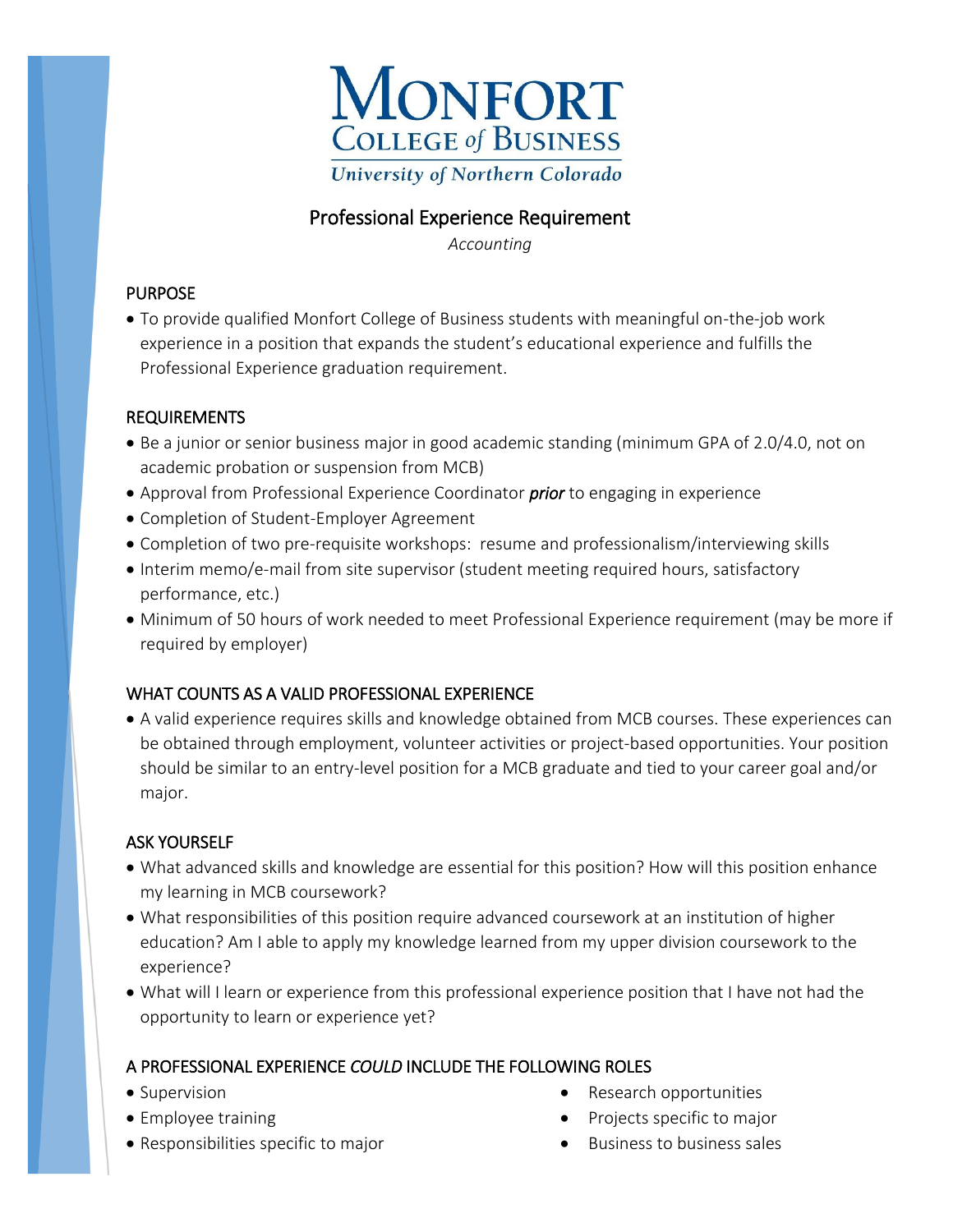# Monfort College of Business

University of Northern Colorado

## Professional Experience Requirement

*Accounting*

### PURPOSE

- To provide qualified Monfort College of Business students with meaningful on-the-job work experience in a position that expands the student's educational experience and fulfills the Professional Experience graduation requirement.

### REQUIREMENTS

- Be a junior or senior business major in good academic standing (minimum GPA of 2.0/4.0, not on academic probation or suspension from MCB)
- Approval from Professional Experience Coordinator ***prior*** to engaging in experience
- Completion of Student-Employer Agreement
- Completion of two pre-requisite workshops: resume and professionalism/interviewing skills
- Interim memo/e-mail from site supervisor (student meeting required hours, satisfactory performance, etc.)
- Minimum of 50 hours of work needed to meet Professional Experience requirement (may be more if required by employer)

### WHAT COUNTS AS A VALID PROFESSIONAL EXPERIENCE

- A valid experience requires skills and knowledge obtained from MCB courses. These experiences can be obtained through employment, volunteer activities or project-based opportunities. Your position should be similar to an entry-level position for a MCB graduate and tied to your career goal and/or major.

### ASK YOURSELF

- What advanced skills and knowledge are essential for this position? How will this position enhance my learning in MCB coursework?
- What responsibilities of this position require advanced coursework at an institution of higher education? Am I able to apply my knowledge learned from my upper division coursework to the experience?
- What will I learn or experience from this professional experience position that I have not had the opportunity to learn or experience yet?

### A PROFESSIONAL EXPERIENCE *COULD* INCLUDE THE FOLLOWING ROLES

- Supervision
- Employee training
- Responsibilities specific to major
- Research opportunities
- Projects specific to major
- Business to business sales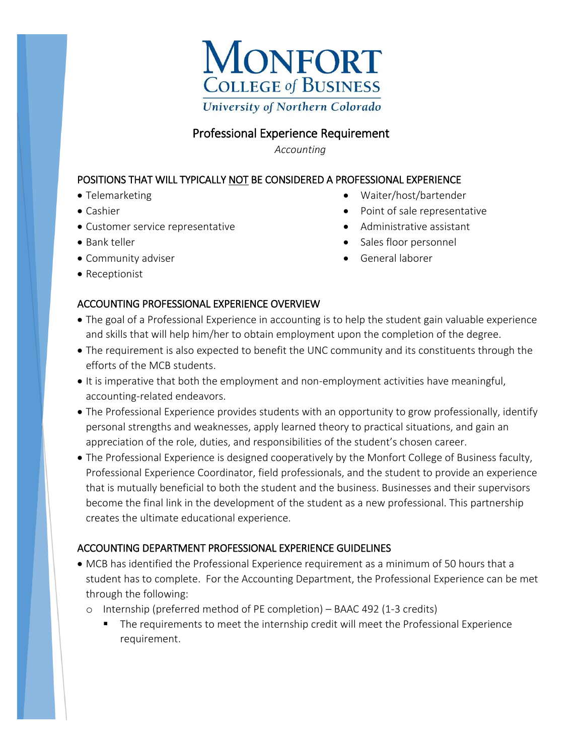# MONFORT COLLEGE of BUSINESS

*University of Northern Colorado*

## Professional Experience Requirement

*Accounting*

### POSITIONS THAT WILL TYPICALLY NOT BE CONSIDERED A PROFESSIONAL EXPERIENCE

- Telemarketing
- Cashier
- Customer service representative
- Bank teller
- Community adviser
- Receptionist
- Waiter/host/bartender
- Point of sale representative
- Administrative assistant
- Sales floor personnel
- General laborer

### ACCOUNTING PROFESSIONAL EXPERIENCE OVERVIEW

- The goal of a Professional Experience in accounting is to help the student gain valuable experience and skills that will help him/her to obtain employment upon the completion of the degree.
- The requirement is also expected to benefit the UNC community and its constituents through the efforts of the MCB students.
- It is imperative that both the employment and non-employment activities have meaningful, accounting-related endeavors.
- The Professional Experience provides students with an opportunity to grow professionally, identify personal strengths and weaknesses, apply learned theory to practical situations, and gain an appreciation of the role, duties, and responsibilities of the student's chosen career.
- The Professional Experience is designed cooperatively by the Monfort College of Business faculty, Professional Experience Coordinator, field professionals, and the student to provide an experience that is mutually beneficial to both the student and the business. Businesses and their supervisors become the final link in the development of the student as a new professional. This partnership creates the ultimate educational experience.

### ACCOUNTING DEPARTMENT PROFESSIONAL EXPERIENCE GUIDELINES

- MCB has identified the Professional Experience requirement as a minimum of 50 hours that a student has to complete. For the Accounting Department, the Professional Experience can be met through the following:
  - Internship (preferred method of PE completion) – BAAC 492 (1-3 credits)
    - The requirements to meet the internship credit will meet the Professional Experience requirement.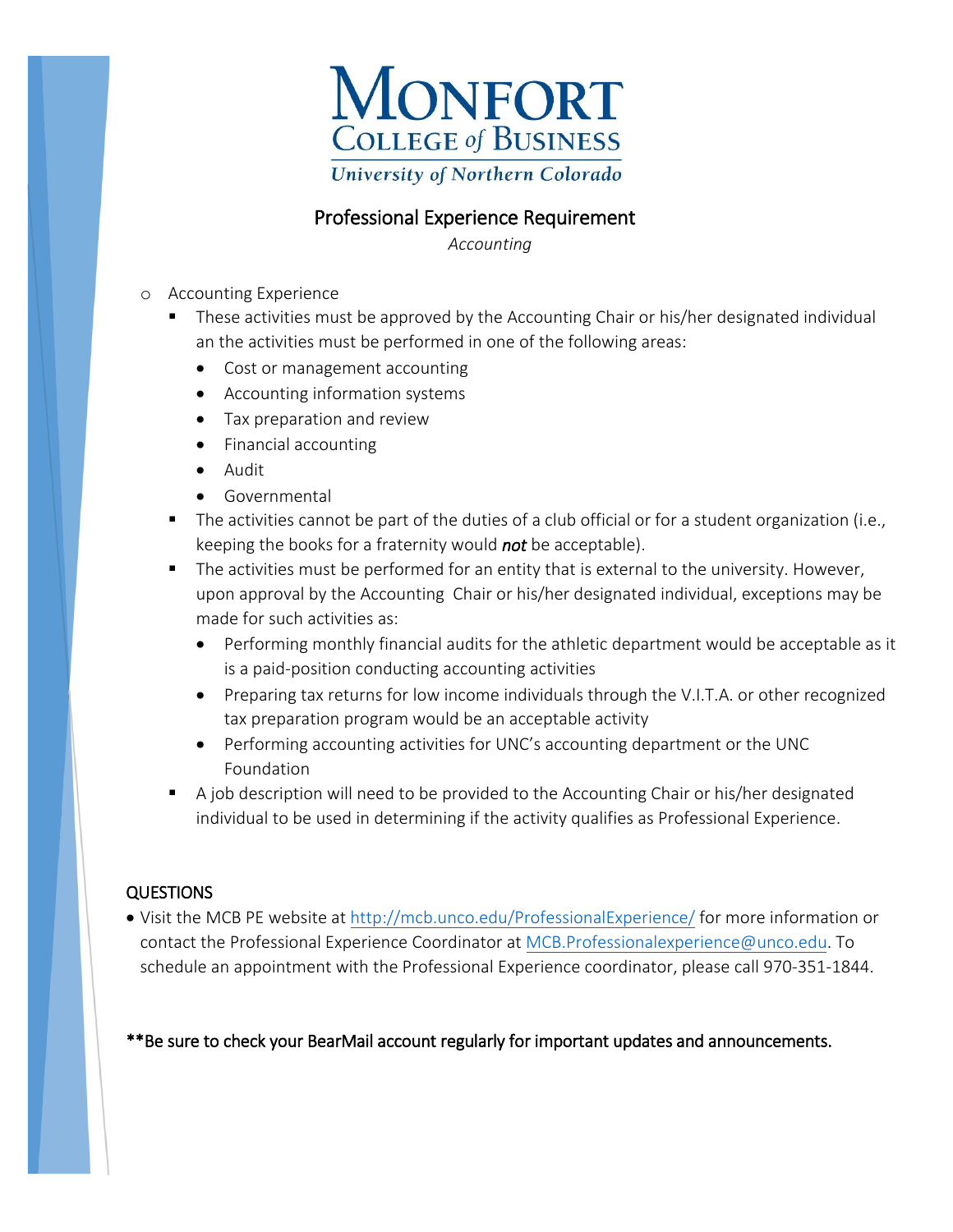Monfort College of Business
University of Northern Colorado

# Professional Experience Requirement

*Accounting*

- Accounting Experience
  - These activities must be approved by the Accounting Chair or his/her designated individual an the activities must be performed in one of the following areas:
    - Cost or management accounting
    - Accounting information systems
    - Tax preparation and review
    - Financial accounting
    - Audit
    - Governmental
  - The activities cannot be part of the duties of a club official or for a student organization (i.e., keeping the books for a fraternity would ***not*** be acceptable).
  - The activities must be performed for an entity that is external to the university. However, upon approval by the Accounting Chair or his/her designated individual, exceptions may be made for such activities as:
    - Performing monthly financial audits for the athletic department would be acceptable as it is a paid-position conducting accounting activities
    - Preparing tax returns for low income individuals through the V.I.T.A. or other recognized tax preparation program would be an acceptable activity
    - Performing accounting activities for UNC's accounting department or the UNC Foundation
  - A job description will need to be provided to the Accounting Chair or his/her designated individual to be used in determining if the activity qualifies as Professional Experience.

## QUESTIONS

- Visit the MCB PE website at http://mcb.unco.edu/ProfessionalExperience/ for more information or contact the Professional Experience Coordinator at MCB.Professionalexperience@unco.edu. To schedule an appointment with the Professional Experience coordinator, please call 970-351-1844.

**Be sure to check your BearMail account regularly for important updates and announcements.